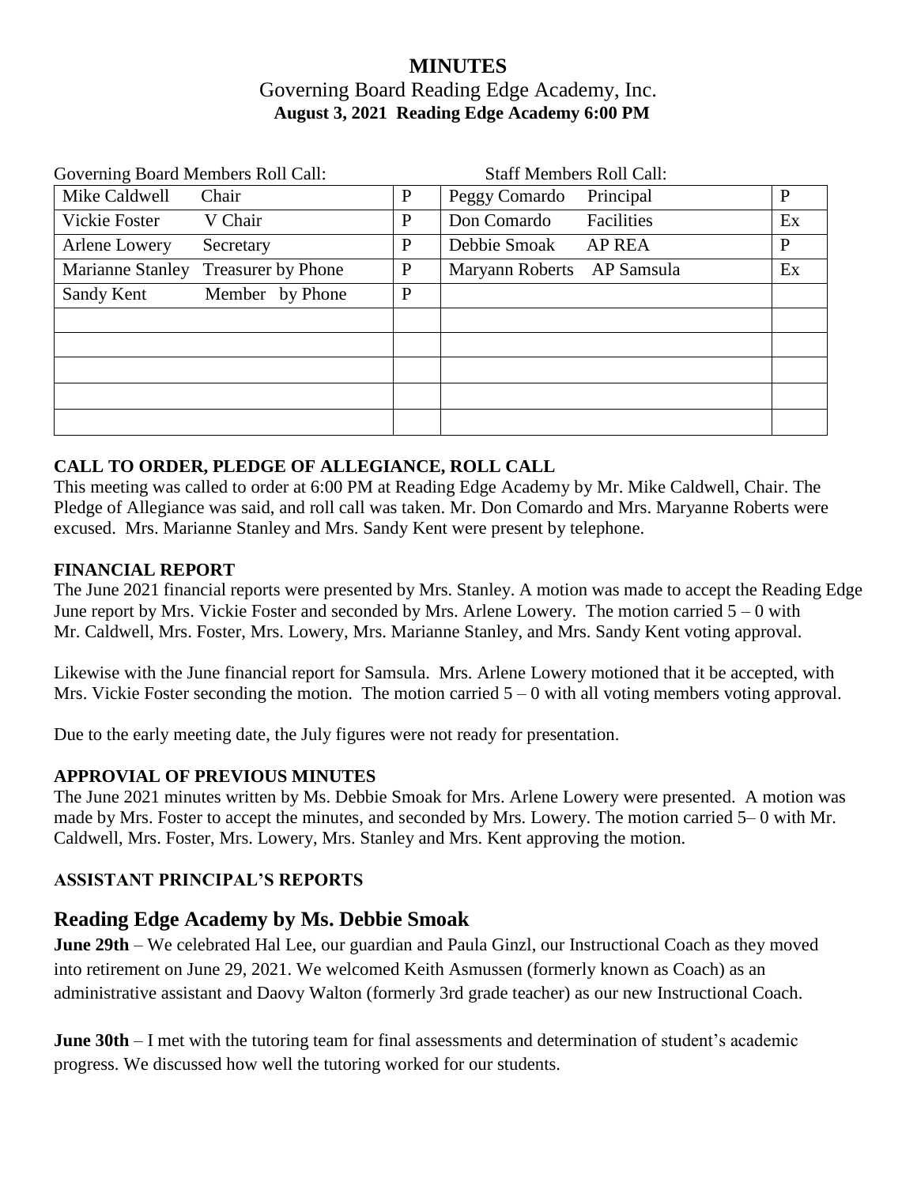# MINUTES

## Governing Board Reading Edge Academy, Inc.

**August 3, 2021 Reading Edge Academy 6:00 PM**

| Governing Board Members Roll Call: | | Staff Members Roll Call: | |
|---|---|---|---|
| Mike Caldwell Chair | P | Peggy Comardo Principal | P |
| Vickie Foster V Chair | P | Don Comardo Facilities | Ex |
| Arlene Lowery Secretary | P | Debbie Smoak AP REA | P |
| Marianne Stanley Treasurer by Phone | P | Maryann Roberts AP Samsula | Ex |
| Sandy Kent Member by Phone | P | | |
| | | | |
| | | | |
| | | | |
| | | | |
| | | | |

**CALL TO ORDER, PLEDGE OF ALLEGIANCE, ROLL CALL**

This meeting was called to order at 6:00 PM at Reading Edge Academy by Mr. Mike Caldwell, Chair. The Pledge of Allegiance was said, and roll call was taken. Mr. Don Comardo and Mrs. Maryanne Roberts were excused. Mrs. Marianne Stanley and Mrs. Sandy Kent were present by telephone.

**FINANCIAL REPORT**

The June 2021 financial reports were presented by Mrs. Stanley. A motion was made to accept the Reading Edge June report by Mrs. Vickie Foster and seconded by Mrs. Arlene Lowery. The motion carried 5 – 0 with Mr. Caldwell, Mrs. Foster, Mrs. Lowery, Mrs. Marianne Stanley, and Mrs. Sandy Kent voting approval.

Likewise with the June financial report for Samsula. Mrs. Arlene Lowery motioned that it be accepted, with Mrs. Vickie Foster seconding the motion. The motion carried 5 – 0 with all voting members voting approval.

Due to the early meeting date, the July figures were not ready for presentation.

**APPROVIAL OF PREVIOUS MINUTES**

The June 2021 minutes written by Ms. Debbie Smoak for Mrs. Arlene Lowery were presented. A motion was made by Mrs. Foster to accept the minutes, and seconded by Mrs. Lowery. The motion carried 5– 0 with Mr. Caldwell, Mrs. Foster, Mrs. Lowery, Mrs. Stanley and Mrs. Kent approving the motion.

**ASSISTANT PRINCIPAL'S REPORTS**

## Reading Edge Academy by Ms. Debbie Smoak

**June 29th** – We celebrated Hal Lee, our guardian and Paula Ginzl, our Instructional Coach as they moved into retirement on June 29, 2021. We welcomed Keith Asmussen (formerly known as Coach) as an administrative assistant and Daovy Walton (formerly 3rd grade teacher) as our new Instructional Coach.

**June 30th** – I met with the tutoring team for final assessments and determination of student's academic progress. We discussed how well the tutoring worked for our students.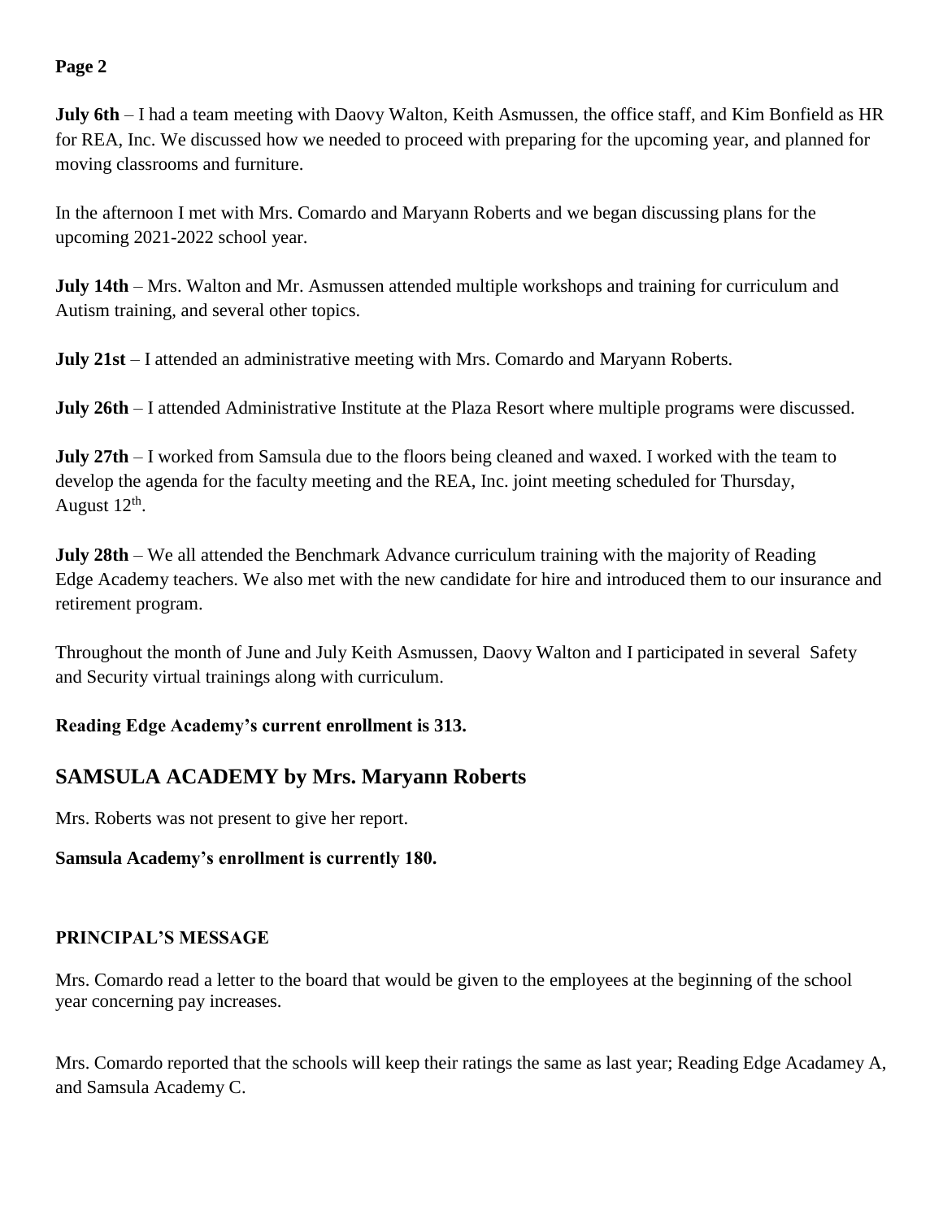**Page 2**

**July 6th** – I had a team meeting with Daovy Walton, Keith Asmussen, the office staff, and Kim Bonfield as HR for REA, Inc. We discussed how we needed to proceed with preparing for the upcoming year, and planned for moving classrooms and furniture.

In the afternoon I met with Mrs. Comardo and Maryann Roberts and we began discussing plans for the upcoming 2021-2022 school year.

**July 14th** – Mrs. Walton and Mr. Asmussen attended multiple workshops and training for curriculum and Autism training, and several other topics.

**July 21st** – I attended an administrative meeting with Mrs. Comardo and Maryann Roberts.

**July 26th** – I attended Administrative Institute at the Plaza Resort where multiple programs were discussed.

**July 27th** – I worked from Samsula due to the floors being cleaned and waxed. I worked with the team to develop the agenda for the faculty meeting and the REA, Inc. joint meeting scheduled for Thursday, August 12th.

**July 28th** – We all attended the Benchmark Advance curriculum training with the majority of Reading Edge Academy teachers. We also met with the new candidate for hire and introduced them to our insurance and retirement program.

Throughout the month of June and July Keith Asmussen, Daovy Walton and I participated in several Safety and Security virtual trainings along with curriculum.

**Reading Edge Academy's current enrollment is 313.**

## SAMSULA ACADEMY by Mrs. Maryann Roberts

Mrs. Roberts was not present to give her report.

**Samsula Academy's enrollment is currently 180.**

### PRINCIPAL'S MESSAGE

Mrs. Comardo read a letter to the board that would be given to the employees at the beginning of the school year concerning pay increases.

Mrs. Comardo reported that the schools will keep their ratings the same as last year; Reading Edge Acadamey A, and Samsula Academy C.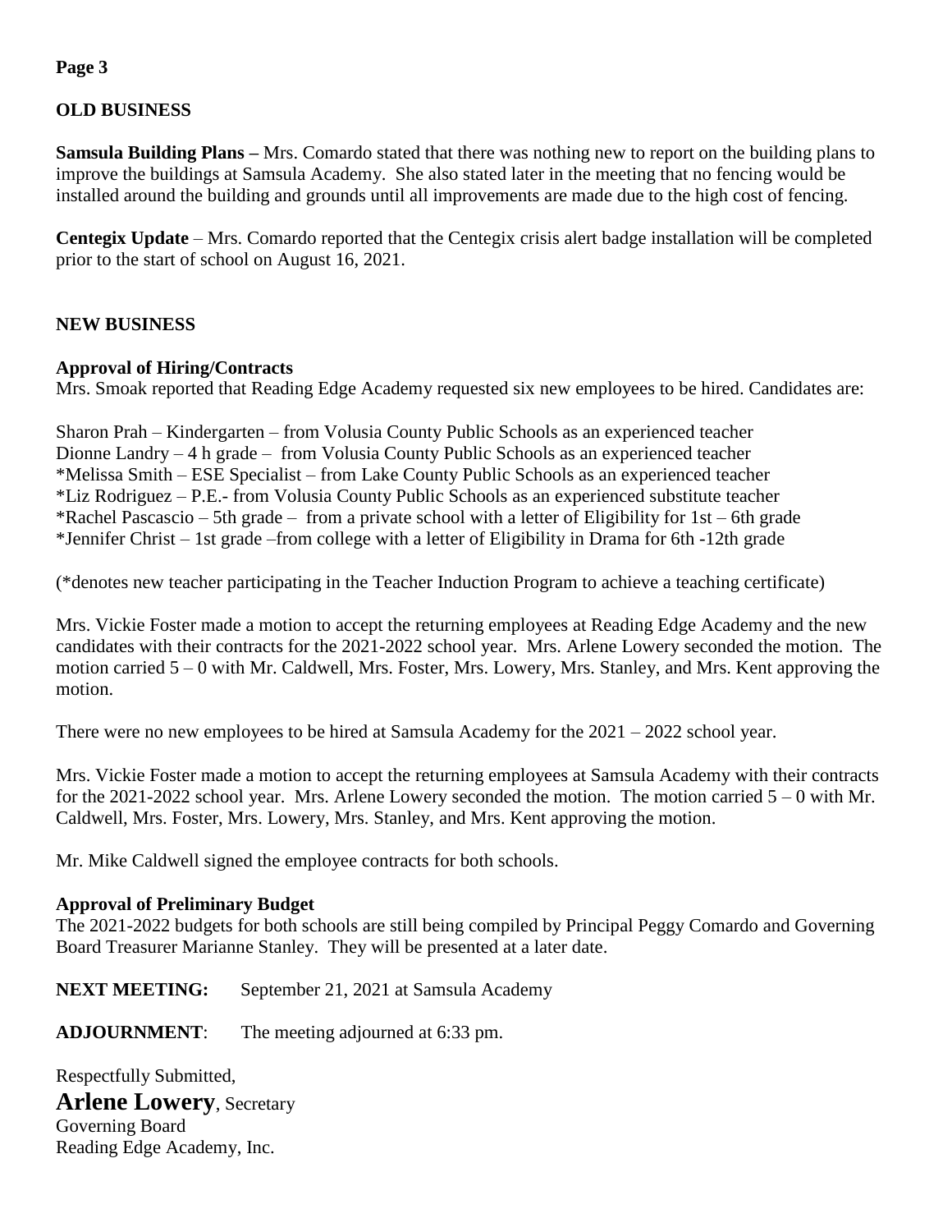**Page 3**

**OLD BUSINESS**

**Samsula Building Plans –** Mrs. Comardo stated that there was nothing new to report on the building plans to improve the buildings at Samsula Academy. She also stated later in the meeting that no fencing would be installed around the building and grounds until all improvements are made due to the high cost of fencing.

**Centegix Update** – Mrs. Comardo reported that the Centegix crisis alert badge installation will be completed prior to the start of school on August 16, 2021.

**NEW BUSINESS**

**Approval of Hiring/Contracts**
Mrs. Smoak reported that Reading Edge Academy requested six new employees to be hired. Candidates are:

Sharon Prah – Kindergarten – from Volusia County Public Schools as an experienced teacher
Dionne Landry – 4 h grade – from Volusia County Public Schools as an experienced teacher
*Melissa Smith – ESE Specialist – from Lake County Public Schools as an experienced teacher
*Liz Rodriguez – P.E.- from Volusia County Public Schools as an experienced substitute teacher
*Rachel Pascascio – 5th grade – from a private school with a letter of Eligibility for 1st – 6th grade
*Jennifer Christ – 1st grade –from college with a letter of Eligibility in Drama for 6th -12th grade

(*denotes new teacher participating in the Teacher Induction Program to achieve a teaching certificate)

Mrs. Vickie Foster made a motion to accept the returning employees at Reading Edge Academy and the new candidates with their contracts for the 2021-2022 school year. Mrs. Arlene Lowery seconded the motion. The motion carried 5 – 0 with Mr. Caldwell, Mrs. Foster, Mrs. Lowery, Mrs. Stanley, and Mrs. Kent approving the motion.

There were no new employees to be hired at Samsula Academy for the 2021 – 2022 school year.

Mrs. Vickie Foster made a motion to accept the returning employees at Samsula Academy with their contracts for the 2021-2022 school year. Mrs. Arlene Lowery seconded the motion. The motion carried 5 – 0 with Mr. Caldwell, Mrs. Foster, Mrs. Lowery, Mrs. Stanley, and Mrs. Kent approving the motion.

Mr. Mike Caldwell signed the employee contracts for both schools.

**Approval of Preliminary Budget**
The 2021-2022 budgets for both schools are still being compiled by Principal Peggy Comardo and Governing Board Treasurer Marianne Stanley. They will be presented at a later date.

**NEXT MEETING:** September 21, 2021 at Samsula Academy

**ADJOURNMENT**: The meeting adjourned at 6:33 pm.

Respectfully Submitted,
**Arlene Lowery**, Secretary
Governing Board
Reading Edge Academy, Inc.